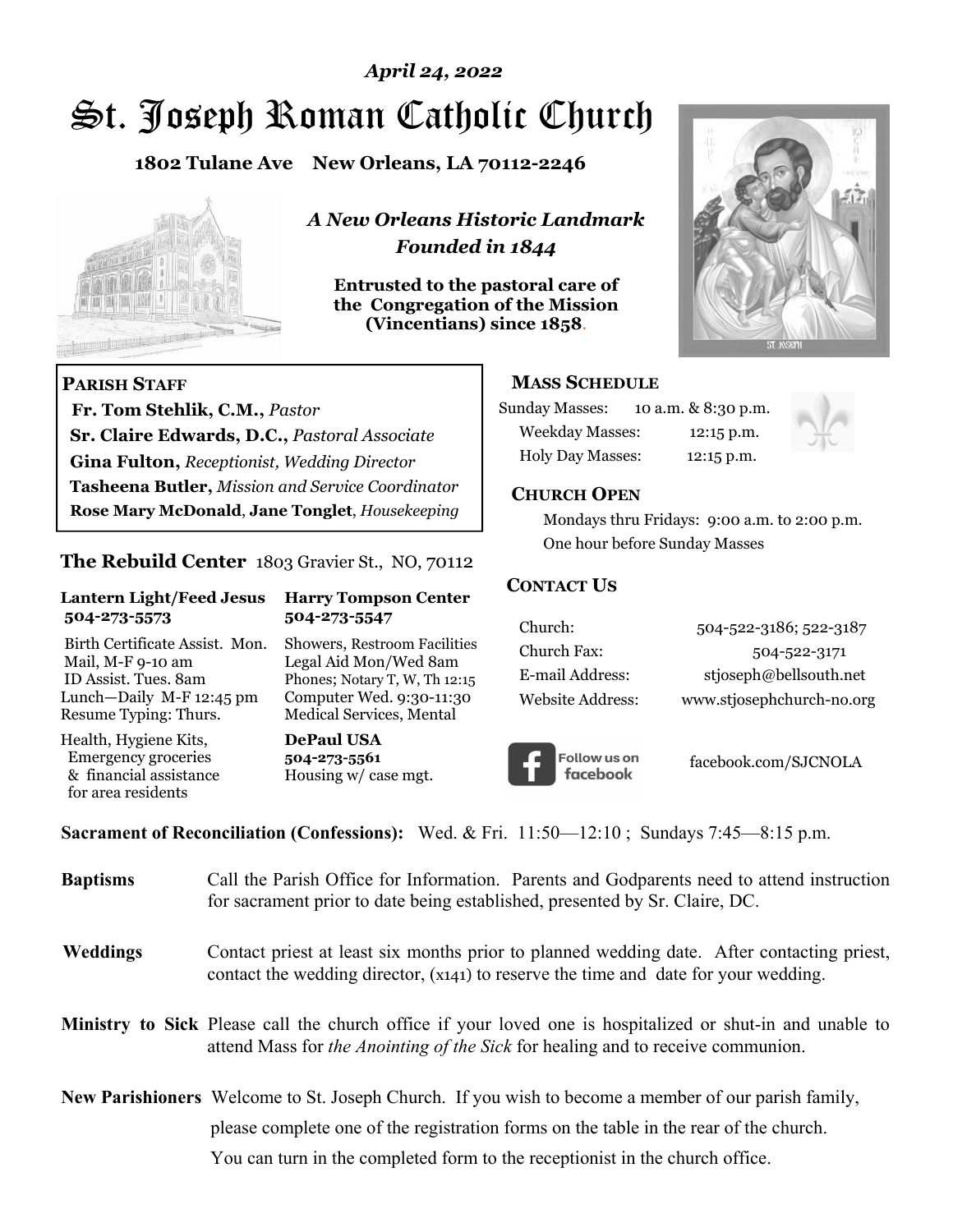*April 24, 2022*

# St. Joseph Roman Catholic Church

**1802 Tulane Ave New Orleans, LA 70112-2246**

***A New Orleans Historic Landmark***
***Founded in 1844***

**Entrusted to the pastoral care of the Congregation of the Mission (Vincentians) since 1858.**

## Parish Staff

**Fr. Tom Stehlik, C.M.,** *Pastor*
**Sr. Claire Edwards, D.C.,** *Pastoral Associate*
**Gina Fulton,** *Receptionist, Wedding Director*
**Tasheena Butler,** *Mission and Service Coordinator*
**Rose Mary McDonald**, **Jane Tonglet**, *Housekeeping*

## The Rebuild Center 1803 Gravier St., NO, 70112

**Lantern Light/Feed Jesus 504-273-5573**

Birth Certificate Assist. Mon.
Mail, M-F 9-10 am
ID Assist. Tues. 8am
Lunch—Daily M-F 12:45 pm
Resume Typing: Thurs.

Health, Hygiene Kits, Emergency groceries & financial assistance for area residents

**Harry Tompson Center 504-273-5547**

Showers, Restroom Facilities
Legal Aid Mon/Wed 8am
Phones; Notary T, W, Th 12:15
Computer Wed. 9:30-11:30
Medical Services, Mental

**DePaul USA 504-273-5561**
Housing w/ case mgt.

## Mass Schedule

Sunday Masses: 10 a.m. & 8:30 p.m.
Weekday Masses: 12:15 p.m.
Holy Day Masses: 12:15 p.m.

## Church Open

Mondays thru Fridays: 9:00 a.m. to 2:00 p.m.
One hour before Sunday Masses

## Contact Us

| | |
|---|---|
| Church: | 504-522-3186; 522-3187 |
| Church Fax: | 504-522-3171 |
| E-mail Address: | stjoseph@bellsouth.net |
| Website Address: | www.stjosephchurch-no.org |

Follow us on facebook — facebook.com/SJCNOLA

**Sacrament of Reconciliation (Confessions):** Wed. & Fri. 11:50—12:10 ; Sundays 7:45—8:15 p.m.

**Baptisms** Call the Parish Office for Information. Parents and Godparents need to attend instruction for sacrament prior to date being established, presented by Sr. Claire, DC.

**Weddings** Contact priest at least six months prior to planned wedding date. After contacting priest, contact the wedding director, (x141) to reserve the time and date for your wedding.

**Ministry to Sick** Please call the church office if your loved one is hospitalized or shut-in and unable to attend Mass for *the Anointing of the Sick* for healing and to receive communion.

**New Parishioners** Welcome to St. Joseph Church. If you wish to become a member of our parish family, please complete one of the registration forms on the table in the rear of the church. You can turn in the completed form to the receptionist in the church office.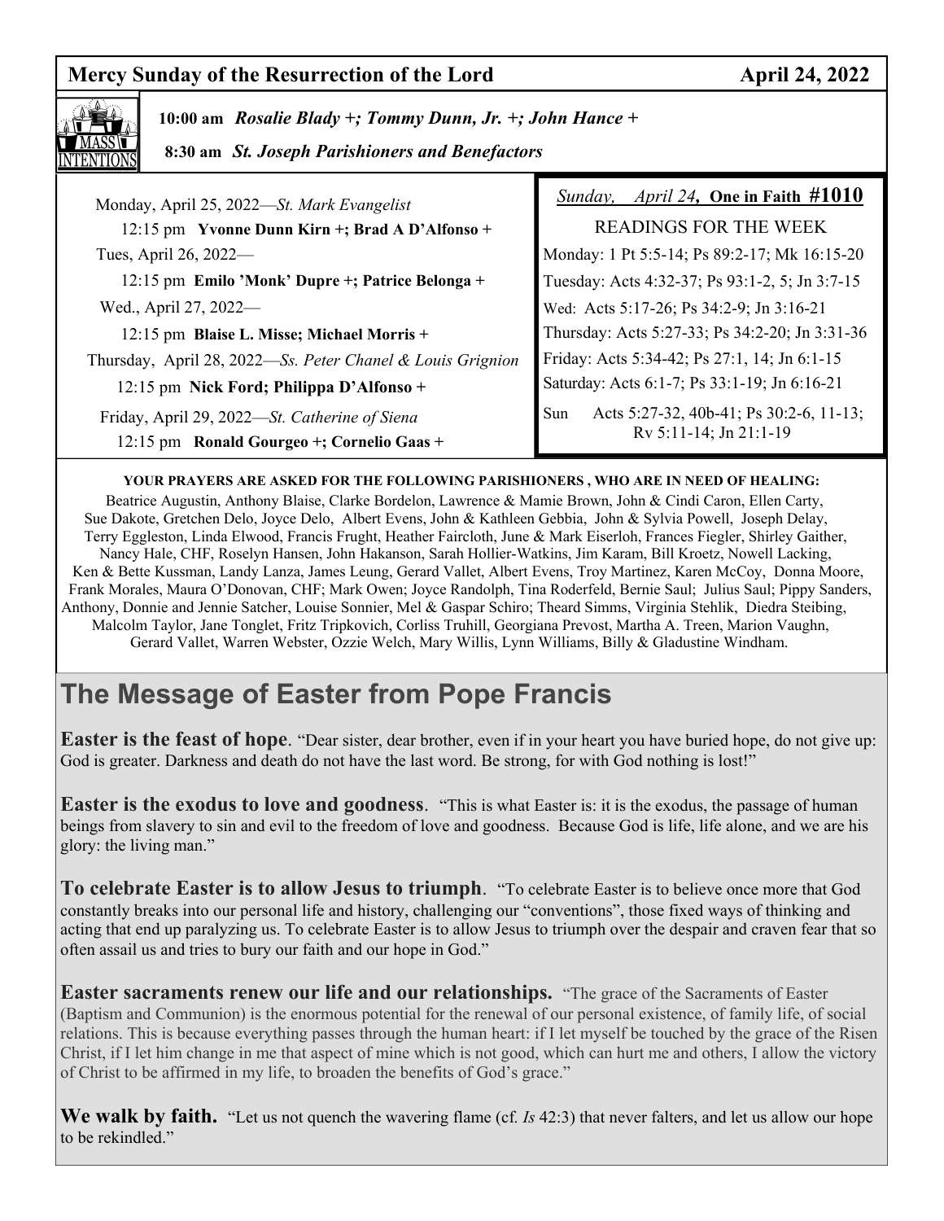**Mercy Sunday of the Resurrection of the Lord** **April 24, 2022**

**MASS INTENTIONS**

**10:00 am** ***Rosalie Blady +; Tommy Dunn, Jr. +; John Hance +***

**8:30 am** ***St. Joseph Parishioners and Benefactors***

Monday, April 25, 2022—*St. Mark Evangelist*

12:15 pm **Yvonne Dunn Kirn +; Brad A D'Alfonso +**

Tues, April 26, 2022—

12:15 pm **Emilo 'Monk' Dupre +; Patrice Belonga +**

Wed., April 27, 2022—

12:15 pm **Blaise L. Misse; Michael Morris +**

Thursday, April 28, 2022—*Ss. Peter Chanel & Louis Grignion*

12:15 pm **Nick Ford; Philippa D'Alfonso +**

Friday, April 29, 2022—*St. Catherine of Siena*

12:15 pm **Ronald Gourgeo +; Cornelio Gaas +**

*Sunday, April 24,* **One in Faith #1010**

READINGS FOR THE WEEK

Monday: 1 Pt 5:5-14; Ps 89:2-17; Mk 16:15-20

Tuesday: Acts 4:32-37; Ps 93:1-2, 5; Jn 3:7-15

Wed: Acts 5:17-26; Ps 34:2-9; Jn 3:16-21

Thursday: Acts 5:27-33; Ps 34:2-20; Jn 3:31-36

Friday: Acts 5:34-42; Ps 27:1, 14; Jn 6:1-15

Saturday: Acts 6:1-7; Ps 33:1-19; Jn 6:16-21

Sun Acts 5:27-32, 40b-41; Ps 30:2-6, 11-13; Rv 5:11-14; Jn 21:1-19

**YOUR PRAYERS ARE ASKED FOR THE FOLLOWING PARISHIONERS , WHO ARE IN NEED OF HEALING:**

Beatrice Augustin, Anthony Blaise, Clarke Bordelon, Lawrence & Mamie Brown, John & Cindi Caron, Ellen Carty, Sue Dakote, Gretchen Delo, Joyce Delo, Albert Evens, John & Kathleen Gebbia, John & Sylvia Powell, Joseph Delay, Terry Eggleston, Linda Elwood, Francis Frught, Heather Faircloth, June & Mark Eiserloh, Frances Fiegler, Shirley Gaither, Nancy Hale, CHF, Roselyn Hansen, John Hakanson, Sarah Hollier-Watkins, Jim Karam, Bill Kroetz, Nowell Lacking, Ken & Bette Kussman, Landy Lanza, James Leung, Gerard Vallet, Albert Evens, Troy Martinez, Karen McCoy, Donna Moore, Frank Morales, Maura O'Donovan, CHF; Mark Owen; Joyce Randolph, Tina Roderfeld, Bernie Saul; Julius Saul; Pippy Sanders, Anthony, Donnie and Jennie Satcher, Louise Sonnier, Mel & Gaspar Schiro; Theard Simms, Virginia Stehlik, Diedra Steibing, Malcolm Taylor, Jane Tonglet, Fritz Tripkovich, Corliss Truhill, Georgiana Prevost, Martha A. Treen, Marion Vaughn, Gerard Vallet, Warren Webster, Ozzie Welch, Mary Willis, Lynn Williams, Billy & Gladustine Windham.

# The Message of Easter from Pope Francis

**Easter is the feast of hope**. "Dear sister, dear brother, even if in your heart you have buried hope, do not give up: God is greater. Darkness and death do not have the last word. Be strong, for with God nothing is lost!"

**Easter is the exodus to love and goodness**. "This is what Easter is: it is the exodus, the passage of human beings from slavery to sin and evil to the freedom of love and goodness. Because God is life, life alone, and we are his glory: the living man."

**To celebrate Easter is to allow Jesus to triumph**. "To celebrate Easter is to believe once more that God constantly breaks into our personal life and history, challenging our "conventions", those fixed ways of thinking and acting that end up paralyzing us. To celebrate Easter is to allow Jesus to triumph over the despair and craven fear that so often assail us and tries to bury our faith and our hope in God."

**Easter sacraments renew our life and our relationships.** "The grace of the Sacraments of Easter (Baptism and Communion) is the enormous potential for the renewal of our personal existence, of family life, of social relations. This is because everything passes through the human heart: if I let myself be touched by the grace of the Risen Christ, if I let him change in me that aspect of mine which is not good, which can hurt me and others, I allow the victory of Christ to be affirmed in my life, to broaden the benefits of God's grace."

**We walk by faith.** "Let us not quench the wavering flame (cf. *Is* 42:3) that never falters, and let us allow our hope to be rekindled."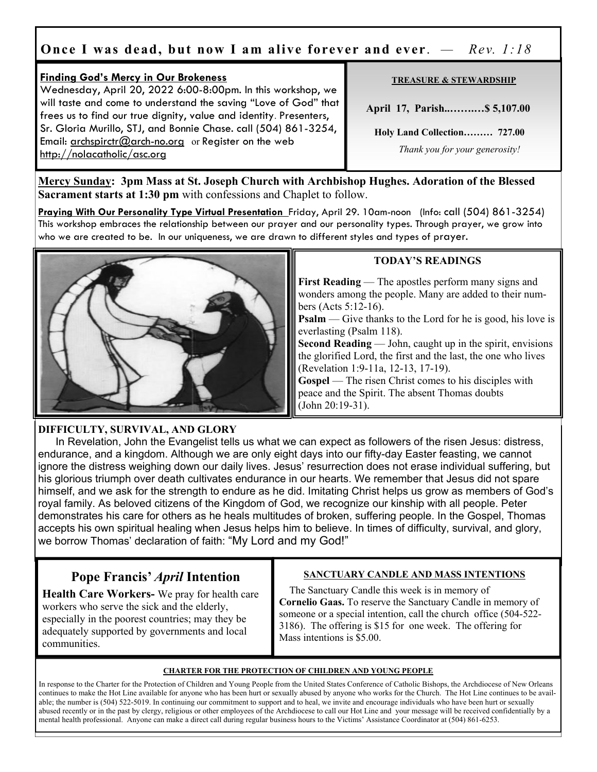# Once I was dead, but now I am alive forever and ever. — *Rev. 1:18*

**Finding God's Mercy in Our Brokeness**

Wednesday, April 20, 2022 6:00-8:00pm. In this workshop, we will taste and come to understand the saving "Love of God" that frees us to find our true dignity, value and identity. Presenters, Sr. Gloria Murillo, STJ, and Bonnie Chase. call (504) 861-3254, Email: archspirctr@arch-no.org or Register on the web http://nolacatholic/asc.org

**TREASURE & STEWARDSHIP**

**April 17, Parish..……..…$ 5,107.00**

**Holy Land Collection……… 727.00**

*Thank you for your generosity!*

**Mercy Sunday: 3pm Mass at St. Joseph Church with Archbishop Hughes. Adoration of the Blessed Sacrament starts at 1:30 pm** with confessions and Chaplet to follow.

**Praying With Our Personality Type Virtual Presentation** Friday, April 29. 10am-noon (Info: call (504) 861-3254) This workshop embraces the relationship between our prayer and our personality types. Through prayer, we grow into who we are created to be. In our uniqueness, we are drawn to different styles and types of prayer.

## TODAY'S READINGS

**First Reading** — The apostles perform many signs and wonders among the people. Many are added to their numbers (Acts 5:12-16).

**Psalm** — Give thanks to the Lord for he is good, his love is everlasting (Psalm 118).

**Second Reading** — John, caught up in the spirit, envisions the glorified Lord, the first and the last, the one who lives (Revelation 1:9-11a, 12-13, 17-19).

**Gospel** — The risen Christ comes to his disciples with peace and the Spirit. The absent Thomas doubts (John 20:19-31).

## DIFFICULTY, SURVIVAL, AND GLORY

In Revelation, John the Evangelist tells us what we can expect as followers of the risen Jesus: distress, endurance, and a kingdom. Although we are only eight days into our fifty-day Easter feasting, we cannot ignore the distress weighing down our daily lives. Jesus' resurrection does not erase individual suffering, but his glorious triumph over death cultivates endurance in our hearts. We remember that Jesus did not spare himself, and we ask for the strength to endure as he did. Imitating Christ helps us grow as members of God's royal family. As beloved citizens of the Kingdom of God, we recognize our kinship with all people. Peter demonstrates his care for others as he heals multitudes of broken, suffering people. In the Gospel, Thomas accepts his own spiritual healing when Jesus helps him to believe. In times of difficulty, survival, and glory, we borrow Thomas' declaration of faith: "My Lord and my God!"

## Pope Francis' *April* Intention

**Health Care Workers-** We pray for health care workers who serve the sick and the elderly, especially in the poorest countries; may they be adequately supported by governments and local communities.

## SANCTUARY CANDLE AND MASS INTENTIONS

The Sanctuary Candle this week is in memory of **Cornelio Gaas.** To reserve the Sanctuary Candle in memory of someone or a special intention, call the church office (504-522-3186). The offering is $15 for one week. The offering for Mass intentions is $5.00.

## CHARTER FOR THE PROTECTION OF CHILDREN AND YOUNG PEOPLE

In response to the Charter for the Protection of Children and Young People from the United States Conference of Catholic Bishops, the Archdiocese of New Orleans continues to make the Hot Line available for anyone who has been hurt or sexually abused by anyone who works for the Church. The Hot Line continues to be available; the number is (504) 522-5019. In continuing our commitment to support and to heal, we invite and encourage individuals who have been hurt or sexually abused recently or in the past by clergy, religious or other employees of the Archdiocese to call our Hot Line and your message will be received confidentially by a mental health professional. Anyone can make a direct call during regular business hours to the Victims' Assistance Coordinator at (504) 861-6253.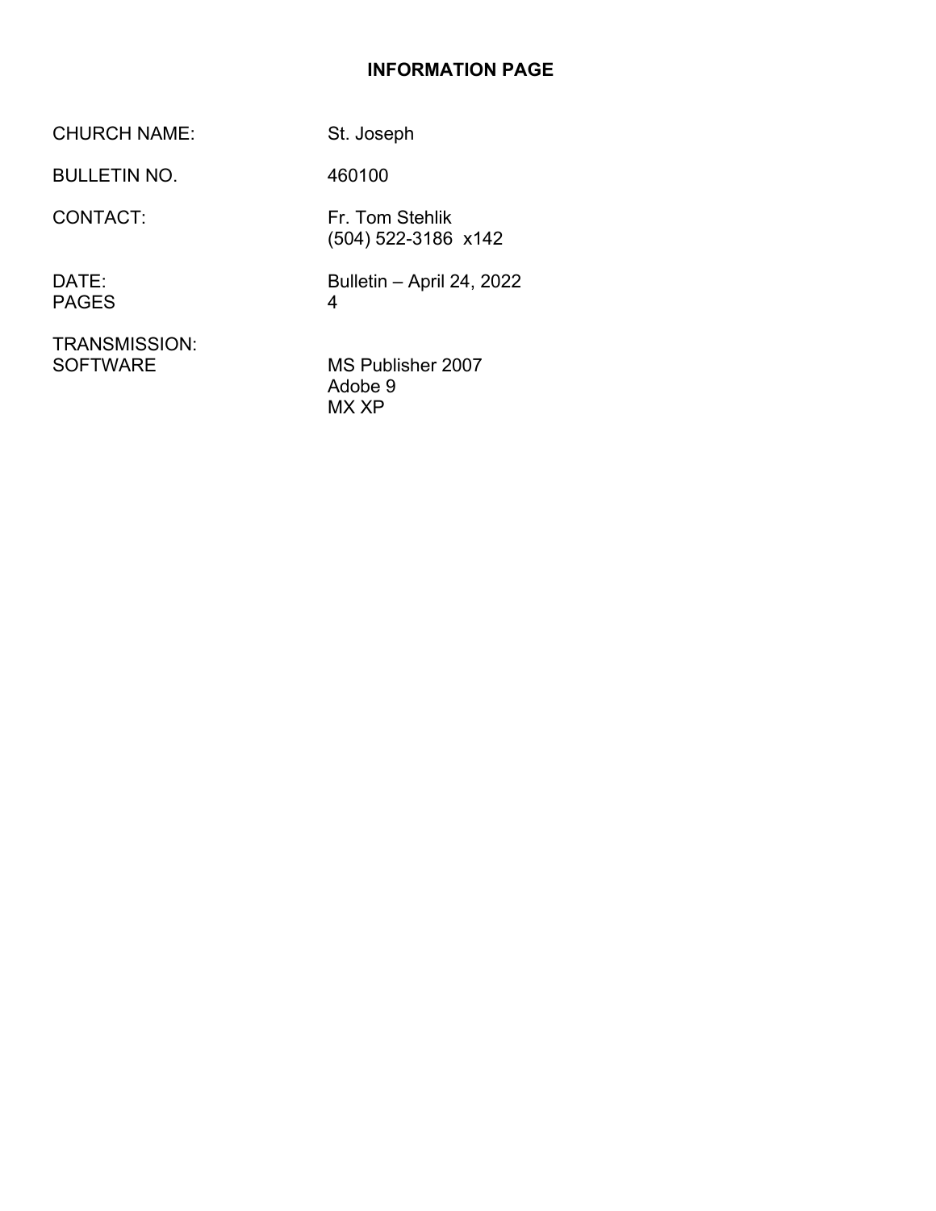# INFORMATION PAGE

| | |
|---|---|
| CHURCH NAME: | St. Joseph |
| BULLETIN NO. | 460100 |
| CONTACT: | Fr. Tom Stehlik<br>(504) 522-3186 x142 |
| DATE: | Bulletin – April 24, 2022 |
| PAGES | 4 |
| TRANSMISSION:<br>SOFTWARE | MS Publisher 2007<br>Adobe 9<br>MX XP |